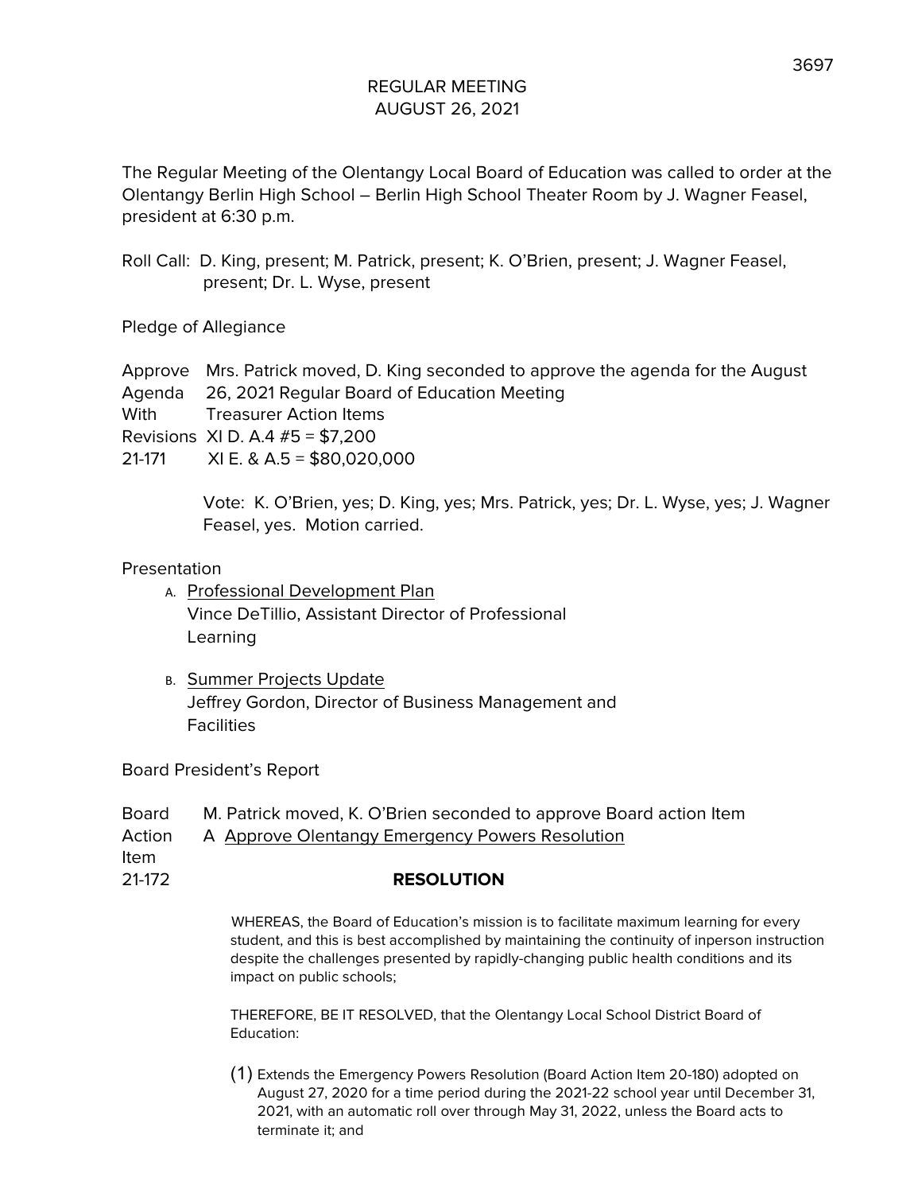## REGULAR MEETING
## AUGUST 26, 2021

The Regular Meeting of the Olentangy Local Board of Education was called to order at the Olentangy Berlin High School – Berlin High School Theater Room by J. Wagner Feasel, president at 6:30 p.m.

Roll Call: D. King, present; M. Patrick, present; K. O'Brien, present; J. Wagner Feasel, present; Dr. L. Wyse, present

Pledge of Allegiance

Approve Agenda With Revisions 21-171

Mrs. Patrick moved, D. King seconded to approve the agenda for the August 26, 2021 Regular Board of Education Meeting
Treasurer Action Items
XI D. A.4 #5 = $7,200
XI E. & A.5 = $80,020,000

Vote: K. O'Brien, yes; D. King, yes; Mrs. Patrick, yes; Dr. L. Wyse, yes; J. Wagner Feasel, yes. Motion carried.

Presentation

A. Professional Development Plan
   Vince DeTillio, Assistant Director of Professional Learning

B. Summer Projects Update
   Jeffrey Gordon, Director of Business Management and Facilities

Board President's Report

Board Action Item 21-172

M. Patrick moved, K. O'Brien seconded to approve Board action Item
A Approve Olentangy Emergency Powers Resolution

**RESOLUTION**

WHEREAS, the Board of Education's mission is to facilitate maximum learning for every student, and this is best accomplished by maintaining the continuity of inperson instruction despite the challenges presented by rapidly-changing public health conditions and its impact on public schools;

THEREFORE, BE IT RESOLVED, that the Olentangy Local School District Board of Education:

(1) Extends the Emergency Powers Resolution (Board Action Item 20-180) adopted on August 27, 2020 for a time period during the 2021-22 school year until December 31, 2021, with an automatic roll over through May 31, 2022, unless the Board acts to terminate it; and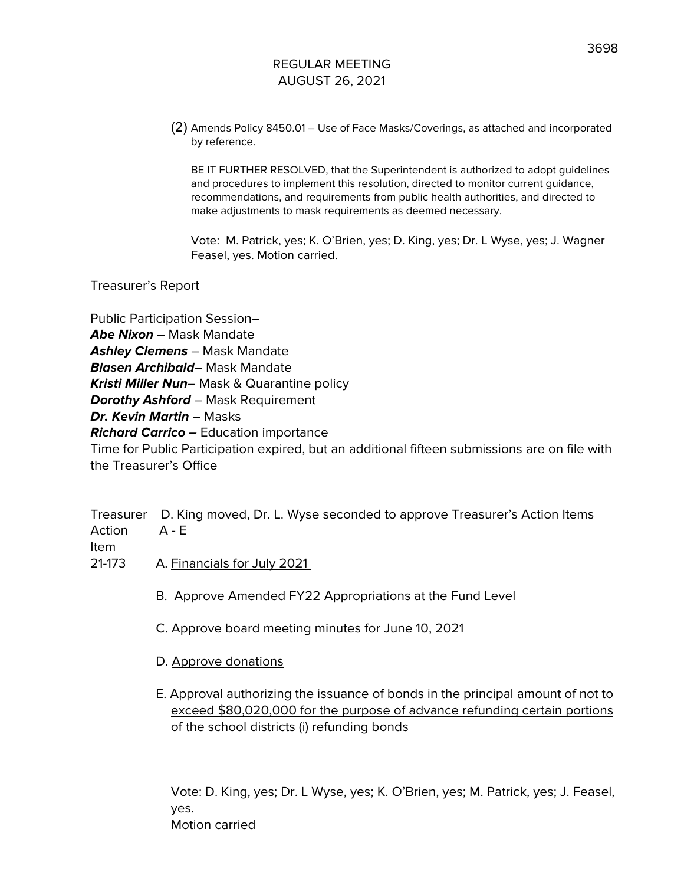# REGULAR MEETING
# AUGUST 26, 2021

(2) Amends Policy 8450.01 – Use of Face Masks/Coverings, as attached and incorporated by reference.

BE IT FURTHER RESOLVED, that the Superintendent is authorized to adopt guidelines and procedures to implement this resolution, directed to monitor current guidance, recommendations, and requirements from public health authorities, and directed to make adjustments to mask requirements as deemed necessary.

Vote: M. Patrick, yes; K. O'Brien, yes; D. King, yes; Dr. L Wyse, yes; J. Wagner Feasel, yes. Motion carried.

Treasurer's Report

Public Participation Session–
***Abe Nixon*** – Mask Mandate
***Ashley Clemens*** – Mask Mandate
***Blasen Archibald***– Mask Mandate
***Kristi Miller Nun***– Mask & Quarantine policy
***Dorothy Ashford*** – Mask Requirement
***Dr. Kevin Martin*** – Masks
***Richard Carrico –*** Education importance
Time for Public Participation expired, but an additional fifteen submissions are on file with the Treasurer's Office

Treasurer Action Item 21-173

D. King moved, Dr. L. Wyse seconded to approve Treasurer's Action Items A - E

A. Financials for July 2021

B. Approve Amended FY22 Appropriations at the Fund Level

C. Approve board meeting minutes for June 10, 2021

D. Approve donations

E. Approval authorizing the issuance of bonds in the principal amount of not to exceed $80,020,000 for the purpose of advance refunding certain portions of the school districts (i) refunding bonds

Vote: D. King, yes; Dr. L Wyse, yes; K. O'Brien, yes; M. Patrick, yes; J. Feasel, yes.
Motion carried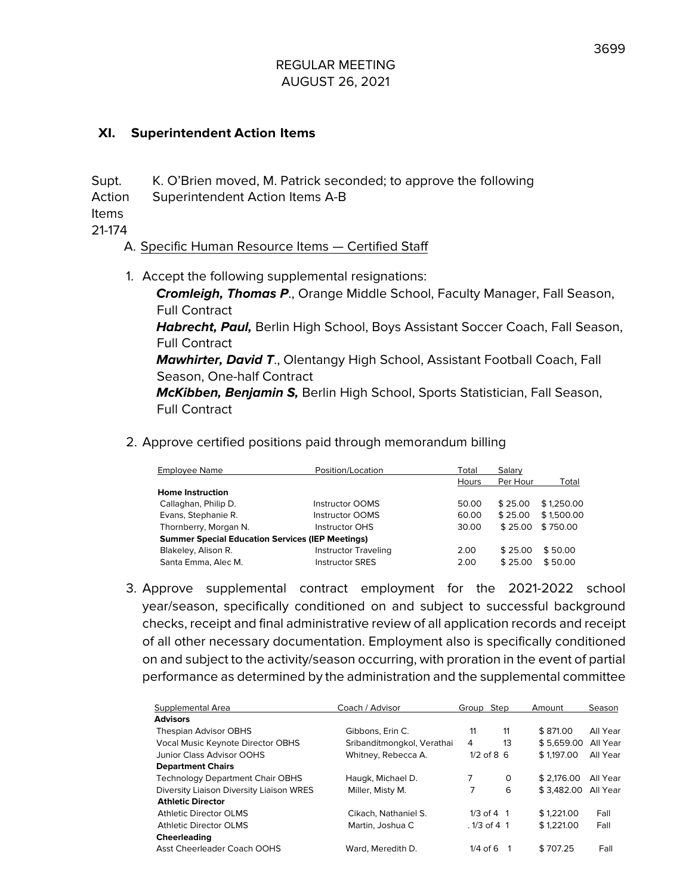REGULAR MEETING
AUGUST 26, 2021

## XI. Superintendent Action Items

Supt. Action Items 21-174

K. O'Brien moved, M. Patrick seconded; to approve the following Superintendent Action Items A-B

A. Specific Human Resource Items — Certified Staff

1. Accept the following supplemental resignations:

   ***Cromleigh, Thomas P***., Orange Middle School, Faculty Manager, Fall Season, Full Contract
   ***Habrecht, Paul,*** Berlin High School, Boys Assistant Soccer Coach, Fall Season, Full Contract
   ***Mawhirter, David T***., Olentangy High School, Assistant Football Coach, Fall Season, One-half Contract
   ***McKibben, Benjamin S,*** Berlin High School, Sports Statistician, Fall Season, Full Contract

2. Approve certified positions paid through memorandum billing

| Employee Name | Position/Location | Total Hours | Salary Per Hour | Total |
|---|---|---|---|---|
| **Home Instruction** | | | | |
| Callaghan, Philip D. | Instructor OOMS | 50.00 | $ 25.00 | $ 1,250.00 |
| Evans, Stephanie R. | Instructor OOMS | 60.00 | $ 25.00 | $ 1,500.00 |
| Thornberry, Morgan N. | Instructor OHS | 30.00 | $ 25.00 | $ 750.00 |
| **Summer Special Education Services (IEP Meetings)** | | | | |
| Blakeley, Alison R. | Instructor Traveling | 2.00 | $ 25.00 | $ 50.00 |
| Santa Emma, Alec M. | Instructor SRES | 2.00 | $ 25.00 | $ 50.00 |

3. Approve supplemental contract employment for the 2021-2022 school year/season, specifically conditioned on and subject to successful background checks, receipt and final administrative review of all application records and receipt of all other necessary documentation. Employment also is specifically conditioned on and subject to the activity/season occurring, with proration in the event of partial performance as determined by the administration and the supplemental committee

| Supplemental Area | Coach / Advisor | Group | Step | Amount | Season |
|---|---|---|---|---|---|
| **Advisors** | | | | | |
| Thespian Advisor OBHS | Gibbons, Erin C. | 11 | 11 | $ 871.00 | All Year |
| Vocal Music Keynote Director OBHS | Sribanditmongkol, Verathai | 4 | 13 | $ 5,659.00 | All Year |
| Junior Class Advisor OOHS | Whitney, Rebecca A. | 1/2 of 8 | 6 | $ 1,197.00 | All Year |
| **Department Chairs** | | | | | |
| Technology Department Chair OBHS | Haugk, Michael D. | 7 | 0 | $ 2,176.00 | All Year |
| Diversity Liaison Diversity Liaison WRES | Miller, Misty M. | 7 | 6 | $ 3,482.00 | All Year |
| **Athletic Director** | | | | | |
| Athletic Director OLMS | Cikach, Nathaniel S. | 1/3 of 4 | 1 | $ 1,221.00 | Fall |
| Athletic Director OLMS | Martin, Joshua C | . 1/3 of 4 | 1 | $ 1,221.00 | Fall |
| **Cheerleading** | | | | | |
| Asst Cheerleader Coach OOHS | Ward, Meredith D. | 1/4 of 6 | 1 | $ 707.25 | Fall |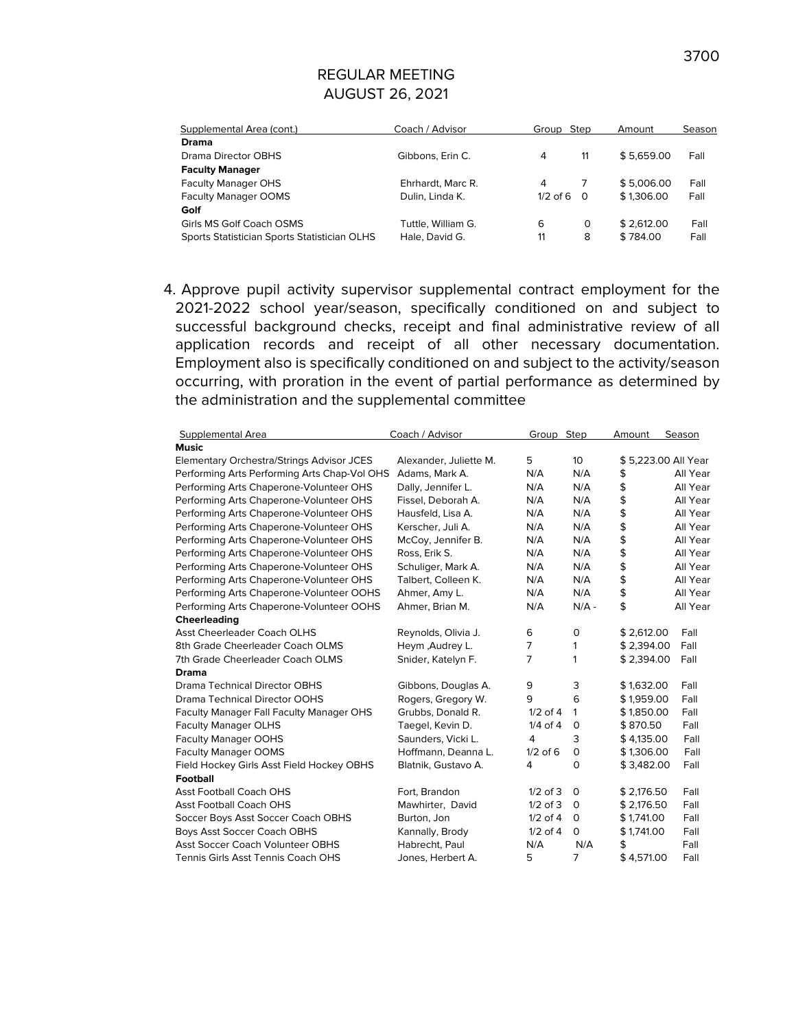REGULAR MEETING
AUGUST 26, 2021

| Supplemental Area (cont.) | Coach / Advisor | Group | Step | Amount | Season |
|---|---|---|---|---|---|
| **Drama** | | | | | |
| Drama Director OBHS | Gibbons, Erin C. | 4 | 11 | $ 5,659.00 | Fall |
| **Faculty Manager** | | | | | |
| Faculty Manager OHS | Ehrhardt, Marc R. | 4 | 7 | $ 5,006.00 | Fall |
| Faculty Manager OOMS | Dulin, Linda K. | 1/2 of 6 | 0 | $ 1,306.00 | Fall |
| **Golf** | | | | | |
| Girls MS Golf Coach OSMS | Tuttle, William G. | 6 | 0 | $ 2,612.00 | Fall |
| Sports Statistician Sports Statistician OLHS | Hale, David G. | 11 | 8 | $ 784.00 | Fall |

4. Approve pupil activity supervisor supplemental contract employment for the 2021-2022 school year/season, specifically conditioned on and subject to successful background checks, receipt and final administrative review of all application records and receipt of all other necessary documentation. Employment also is specifically conditioned on and subject to the activity/season occurring, with proration in the event of partial performance as determined by the administration and the supplemental committee

| Supplemental Area | Coach / Advisor | Group | Step | Amount | Season |
|---|---|---|---|---|---|
| **Music** | | | | | |
| Elementary Orchestra/Strings Advisor JCES | Alexander, Juliette M. | 5 | 10 | $ 5,223.00 | All Year |
| Performing Arts Performing Arts Chap-Vol OHS | Adams, Mark A. | N/A | N/A | $ | All Year |
| Performing Arts Chaperone-Volunteer OHS | Dally, Jennifer L. | N/A | N/A | $ | All Year |
| Performing Arts Chaperone-Volunteer OHS | Fissel, Deborah A. | N/A | N/A | $ | All Year |
| Performing Arts Chaperone-Volunteer OHS | Hausfeld, Lisa A. | N/A | N/A | $ | All Year |
| Performing Arts Chaperone-Volunteer OHS | Kerscher, Juli A. | N/A | N/A | $ | All Year |
| Performing Arts Chaperone-Volunteer OHS | McCoy, Jennifer B. | N/A | N/A | $ | All Year |
| Performing Arts Chaperone-Volunteer OHS | Ross, Erik S. | N/A | N/A | $ | All Year |
| Performing Arts Chaperone-Volunteer OHS | Schuliger, Mark A. | N/A | N/A | $ | All Year |
| Performing Arts Chaperone-Volunteer OHS | Talbert, Colleen K. | N/A | N/A | $ | All Year |
| Performing Arts Chaperone-Volunteer OOHS | Ahmer, Amy L. | N/A | N/A | $ | All Year |
| Performing Arts Chaperone-Volunteer OOHS | Ahmer, Brian M. | N/A | N/A - | $ | All Year |
| **Cheerleading** | | | | | |
| Asst Cheerleader Coach OLHS | Reynolds, Olivia J. | 6 | 0 | $ 2,612.00 | Fall |
| 8th Grade Cheerleader Coach OLMS | Heym ,Audrey L. | 7 | 1 | $ 2,394.00 | Fall |
| 7th Grade Cheerleader Coach OLMS | Snider, Katelyn F. | 7 | 1 | $ 2,394.00 | Fall |
| **Drama** | | | | | |
| Drama Technical Director OBHS | Gibbons, Douglas A. | 9 | 3 | $ 1,632.00 | Fall |
| Drama Technical Director OOHS | Rogers, Gregory W. | 9 | 6 | $ 1,959.00 | Fall |
| Faculty Manager Fall Faculty Manager OHS | Grubbs, Donald R. | 1/2 of 4 | 1 | $ 1,850.00 | Fall |
| Faculty Manager OLHS | Taegel, Kevin D. | 1/4 of 4 | 0 | $ 870.50 | Fall |
| Faculty Manager OOHS | Saunders, Vicki L. | 4 | 3 | $ 4,135.00 | Fall |
| Faculty Manager OOMS | Hoffmann, Deanna L. | 1/2 of 6 | 0 | $ 1,306.00 | Fall |
| Field Hockey Girls Asst Field Hockey OBHS | Blatnik, Gustavo A. | 4 | 0 | $ 3,482.00 | Fall |
| **Football** | | | | | |
| Asst Football Coach OHS | Fort, Brandon | 1/2 of 3 | 0 | $ 2,176.50 | Fall |
| Asst Football Coach OHS | Mawhirter, David | 1/2 of 3 | 0 | $ 2,176.50 | Fall |
| Soccer Boys Asst Soccer Coach OBHS | Burton, Jon | 1/2 of 4 | 0 | $ 1,741.00 | Fall |
| Boys Asst Soccer Coach OBHS | Kannally, Brody | 1/2 of 4 | 0 | $ 1,741.00 | Fall |
| Asst Soccer Coach Volunteer OBHS | Habrecht, Paul | N/A | N/A | $ | Fall |
| Tennis Girls Asst Tennis Coach OHS | Jones, Herbert A. | 5 | 7 | $ 4,571.00 | Fall |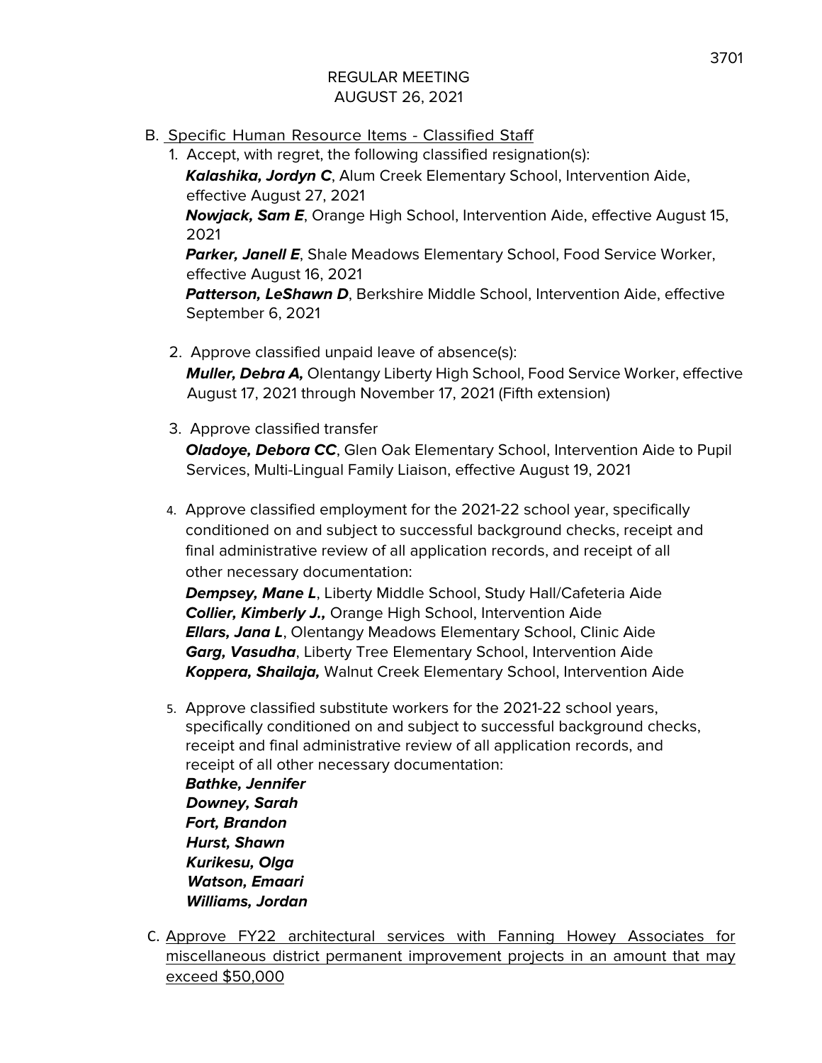REGULAR MEETING
AUGUST 26, 2021

B. Specific Human Resource Items - Classified Staff

1. Accept, with regret, the following classified resignation(s):

   ***Kalashika, Jordyn C***, Alum Creek Elementary School, Intervention Aide, effective August 27, 2021
   ***Nowjack, Sam E***, Orange High School, Intervention Aide, effective August 15, 2021
   ***Parker, Janell E***, Shale Meadows Elementary School, Food Service Worker, effective August 16, 2021
   ***Patterson, LeShawn D***, Berkshire Middle School, Intervention Aide, effective September 6, 2021

2. Approve classified unpaid leave of absence(s):

   ***Muller, Debra A,*** Olentangy Liberty High School, Food Service Worker, effective August 17, 2021 through November 17, 2021 (Fifth extension)

3. Approve classified transfer

   ***Oladoye, Debora CC***, Glen Oak Elementary School, Intervention Aide to Pupil Services, Multi-Lingual Family Liaison, effective August 19, 2021

4. Approve classified employment for the 2021-22 school year, specifically conditioned on and subject to successful background checks, receipt and final administrative review of all application records, and receipt of all other necessary documentation:

   ***Dempsey, Mane L***, Liberty Middle School, Study Hall/Cafeteria Aide
   ***Collier, Kimberly J.,*** Orange High School, Intervention Aide
   ***Ellars, Jana L***, Olentangy Meadows Elementary School, Clinic Aide
   ***Garg, Vasudha***, Liberty Tree Elementary School, Intervention Aide
   ***Koppera, Shailaja,*** Walnut Creek Elementary School, Intervention Aide

5. Approve classified substitute workers for the 2021-22 school years, specifically conditioned on and subject to successful background checks, receipt and final administrative review of all application records, and receipt of all other necessary documentation:

   ***Bathke, Jennifer***
   ***Downey, Sarah***
   ***Fort, Brandon***
   ***Hurst, Shawn***
   ***Kurikesu, Olga***
   ***Watson, Emaari***
   ***Williams, Jordan***

C. Approve FY22 architectural services with Fanning Howey Associates for miscellaneous district permanent improvement projects in an amount that may exceed $50,000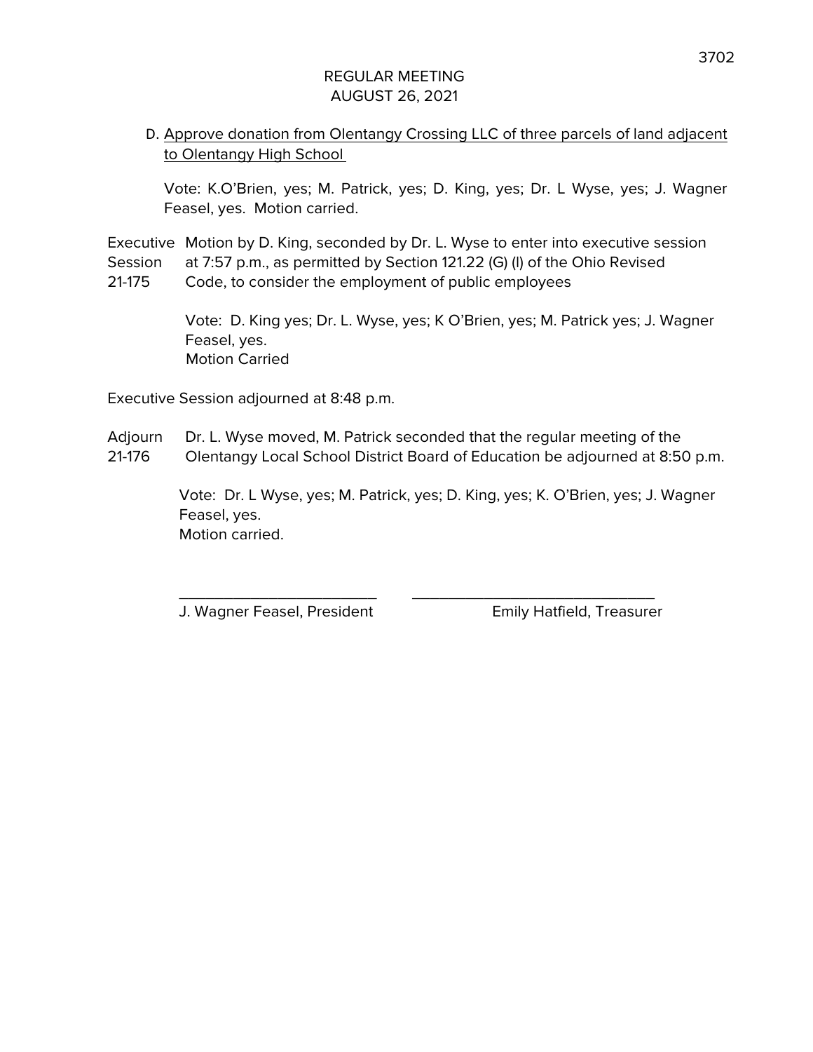REGULAR MEETING
AUGUST 26, 2021

D. <u>Approve donation from Olentangy Crossing LLC of three parcels of land adjacent to Olentangy High School</u>

Vote: K.O'Brien, yes; M. Patrick, yes; D. King, yes; Dr. L Wyse, yes; J. Wagner Feasel, yes. Motion carried.

Executive Session 21-175 — Motion by D. King, seconded by Dr. L. Wyse to enter into executive session at 7:57 p.m., as permitted by Section 121.22 (G) (l) of the Ohio Revised Code, to consider the employment of public employees

Vote: D. King yes; Dr. L. Wyse, yes; K O'Brien, yes; M. Patrick yes; J. Wagner Feasel, yes.
Motion Carried

Executive Session adjourned at 8:48 p.m.

Adjourn 21-176 — Dr. L. Wyse moved, M. Patrick seconded that the regular meeting of the Olentangy Local School District Board of Education be adjourned at 8:50 p.m.

Vote: Dr. L Wyse, yes; M. Patrick, yes; D. King, yes; K. O'Brien, yes; J. Wagner Feasel, yes.
Motion carried.

\_\_\_\_\_\_\_\_\_\_\_\_\_\_\_\_\_\_\_\_\_\_\_\_\_\_ J. Wagner Feasel, President

\_\_\_\_\_\_\_\_\_\_\_\_\_\_\_\_\_\_\_\_\_\_\_\_\_\_ Emily Hatfield, Treasurer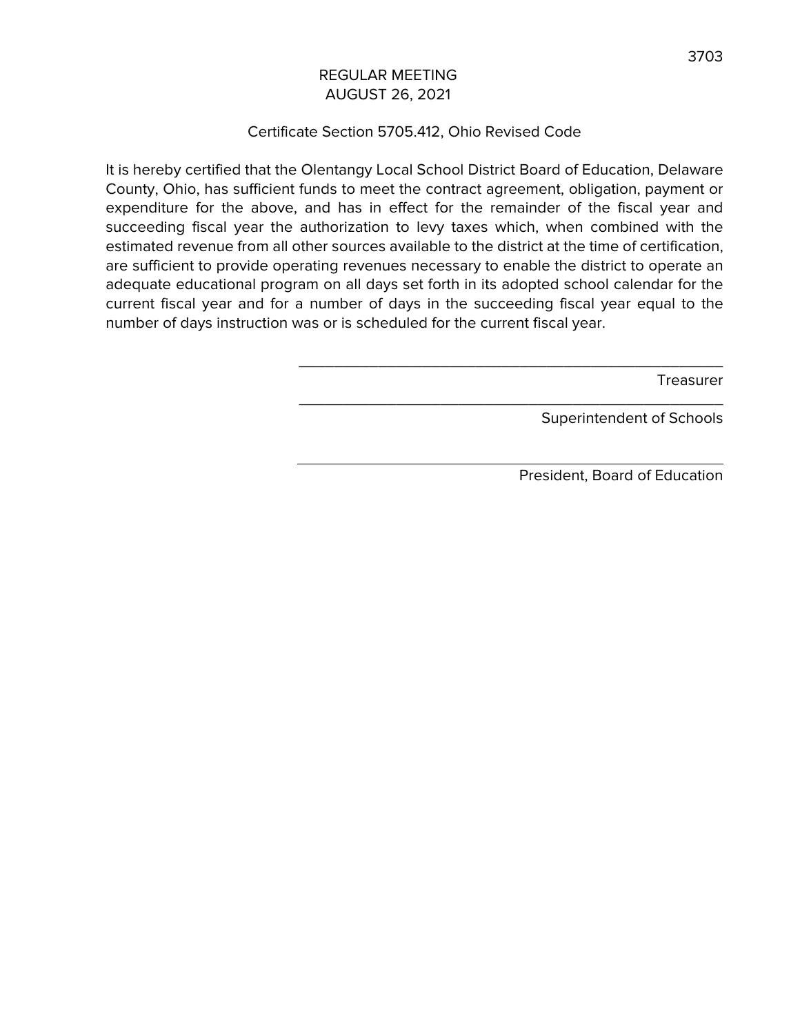REGULAR MEETING
AUGUST 26, 2021

Certificate Section 5705.412, Ohio Revised Code

It is hereby certified that the Olentangy Local School District Board of Education, Delaware County, Ohio, has sufficient funds to meet the contract agreement, obligation, payment or expenditure for the above, and has in effect for the remainder of the fiscal year and succeeding fiscal year the authorization to levy taxes which, when combined with the estimated revenue from all other sources available to the district at the time of certification, are sufficient to provide operating revenues necessary to enable the district to operate an adequate educational program on all days set forth in its adopted school calendar for the current fiscal year and for a number of days in the succeeding fiscal year equal to the number of days instruction was or is scheduled for the current fiscal year.

\_\_\_\_\_\_\_\_\_\_\_\_\_\_\_\_\_\_\_\_\_\_\_\_\_\_\_\_\_\_\_\_\_\_\_\_\_\_\_\_\_\_\_\_
Treasurer

\_\_\_\_\_\_\_\_\_\_\_\_\_\_\_\_\_\_\_\_\_\_\_\_\_\_\_\_\_\_\_\_\_\_\_\_\_\_\_\_\_\_\_\_
Superintendent of Schools

\_\_\_\_\_\_\_\_\_\_\_\_\_\_\_\_\_\_\_\_\_\_\_\_\_\_\_\_\_\_\_\_\_\_\_\_\_\_\_\_\_\_\_\_
President, Board of Education